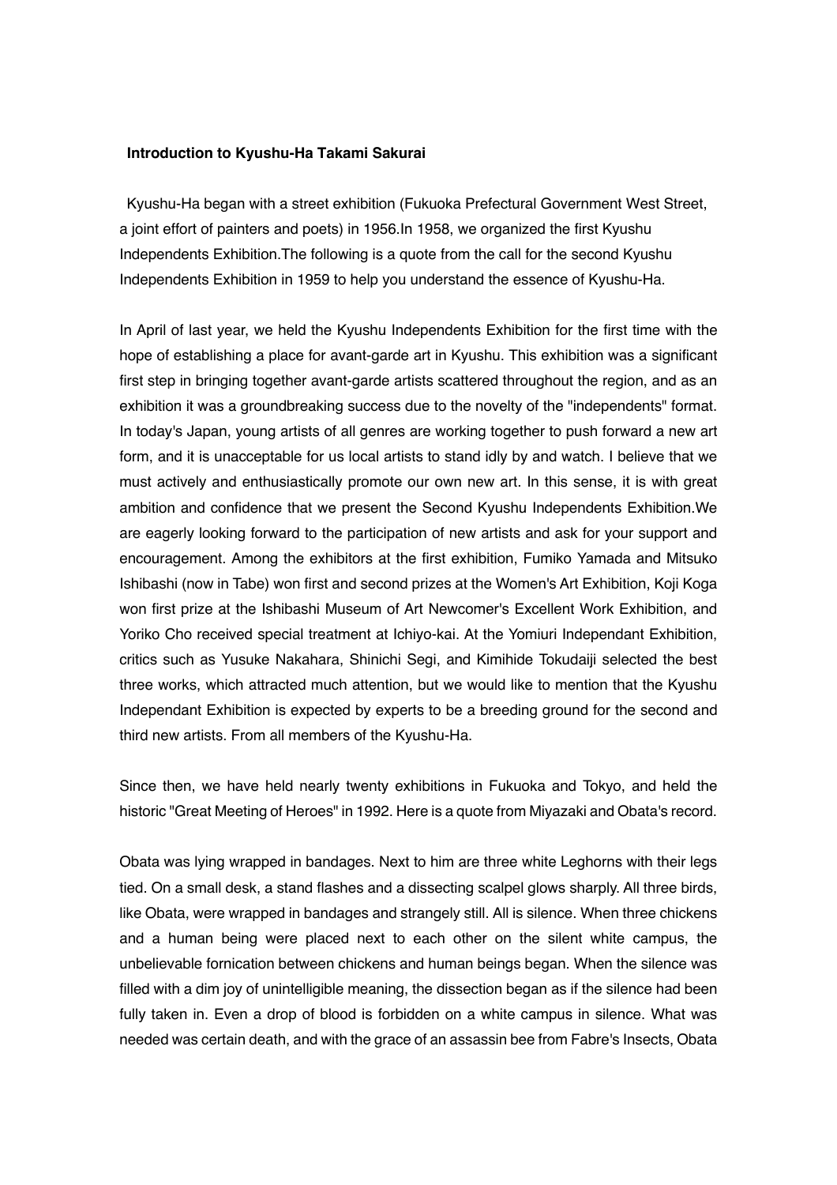**Introduction to Kyushu-Ha Takami Sakurai**

Kyushu-Ha began with a street exhibition (Fukuoka Prefectural Government West Street, a joint effort of painters and poets) in 1956.In 1958, we organized the first Kyushu Independents Exhibition.The following is a quote from the call for the second Kyushu Independents Exhibition in 1959 to help you understand the essence of Kyushu-Ha.

In April of last year, we held the Kyushu Independents Exhibition for the first time with the hope of establishing a place for avant-garde art in Kyushu. This exhibition was a significant first step in bringing together avant-garde artists scattered throughout the region, and as an exhibition it was a groundbreaking success due to the novelty of the "independents" format. In today's Japan, young artists of all genres are working together to push forward a new art form, and it is unacceptable for us local artists to stand idly by and watch. I believe that we must actively and enthusiastically promote our own new art. In this sense, it is with great ambition and confidence that we present the Second Kyushu Independents Exhibition.We are eagerly looking forward to the participation of new artists and ask for your support and encouragement. Among the exhibitors at the first exhibition, Fumiko Yamada and Mitsuko Ishibashi (now in Tabe) won first and second prizes at the Women's Art Exhibition, Koji Koga won first prize at the Ishibashi Museum of Art Newcomer's Excellent Work Exhibition, and Yoriko Cho received special treatment at Ichiyo-kai. At the Yomiuri Independant Exhibition, critics such as Yusuke Nakahara, Shinichi Segi, and Kimihide Tokudaiji selected the best three works, which attracted much attention, but we would like to mention that the Kyushu Independant Exhibition is expected by experts to be a breeding ground for the second and third new artists. From all members of the Kyushu-Ha.

Since then, we have held nearly twenty exhibitions in Fukuoka and Tokyo, and held the historic "Great Meeting of Heroes" in 1992. Here is a quote from Miyazaki and Obata's record.

Obata was lying wrapped in bandages. Next to him are three white Leghorns with their legs tied. On a small desk, a stand flashes and a dissecting scalpel glows sharply. All three birds, like Obata, were wrapped in bandages and strangely still. All is silence. When three chickens and a human being were placed next to each other on the silent white campus, the unbelievable fornication between chickens and human beings began. When the silence was filled with a dim joy of unintelligible meaning, the dissection began as if the silence had been fully taken in. Even a drop of blood is forbidden on a white campus in silence. What was needed was certain death, and with the grace of an assassin bee from Fabre's Insects, Obata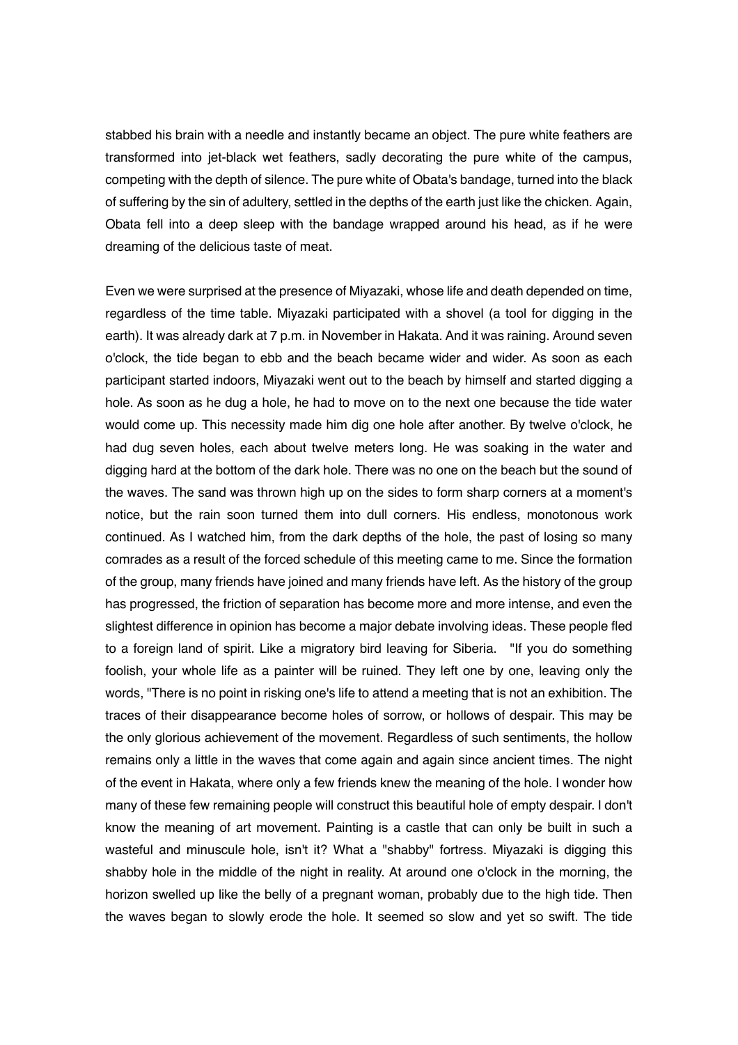stabbed his brain with a needle and instantly became an object. The pure white feathers are transformed into jet-black wet feathers, sadly decorating the pure white of the campus, competing with the depth of silence. The pure white of Obata's bandage, turned into the black of suffering by the sin of adultery, settled in the depths of the earth just like the chicken. Again, Obata fell into a deep sleep with the bandage wrapped around his head, as if he were dreaming of the delicious taste of meat.

Even we were surprised at the presence of Miyazaki, whose life and death depended on time, regardless of the time table. Miyazaki participated with a shovel (a tool for digging in the earth). It was already dark at 7 p.m. in November in Hakata. And it was raining. Around seven o'clock, the tide began to ebb and the beach became wider and wider. As soon as each participant started indoors, Miyazaki went out to the beach by himself and started digging a hole. As soon as he dug a hole, he had to move on to the next one because the tide water would come up. This necessity made him dig one hole after another. By twelve o'clock, he had dug seven holes, each about twelve meters long. He was soaking in the water and digging hard at the bottom of the dark hole. There was no one on the beach but the sound of the waves. The sand was thrown high up on the sides to form sharp corners at a moment's notice, but the rain soon turned them into dull corners. His endless, monotonous work continued. As I watched him, from the dark depths of the hole, the past of losing so many comrades as a result of the forced schedule of this meeting came to me. Since the formation of the group, many friends have joined and many friends have left. As the history of the group has progressed, the friction of separation has become more and more intense, and even the slightest difference in opinion has become a major debate involving ideas. These people fled to a foreign land of spirit. Like a migratory bird leaving for Siberia. "If you do something foolish, your whole life as a painter will be ruined. They left one by one, leaving only the words, "There is no point in risking one's life to attend a meeting that is not an exhibition. The traces of their disappearance become holes of sorrow, or hollows of despair. This may be the only glorious achievement of the movement. Regardless of such sentiments, the hollow remains only a little in the waves that come again and again since ancient times. The night of the event in Hakata, where only a few friends knew the meaning of the hole. I wonder how many of these few remaining people will construct this beautiful hole of empty despair. I don't know the meaning of art movement. Painting is a castle that can only be built in such a wasteful and minuscule hole, isn't it? What a "shabby" fortress. Miyazaki is digging this shabby hole in the middle of the night in reality. At around one o'clock in the morning, the horizon swelled up like the belly of a pregnant woman, probably due to the high tide. Then the waves began to slowly erode the hole. It seemed so slow and yet so swift. The tide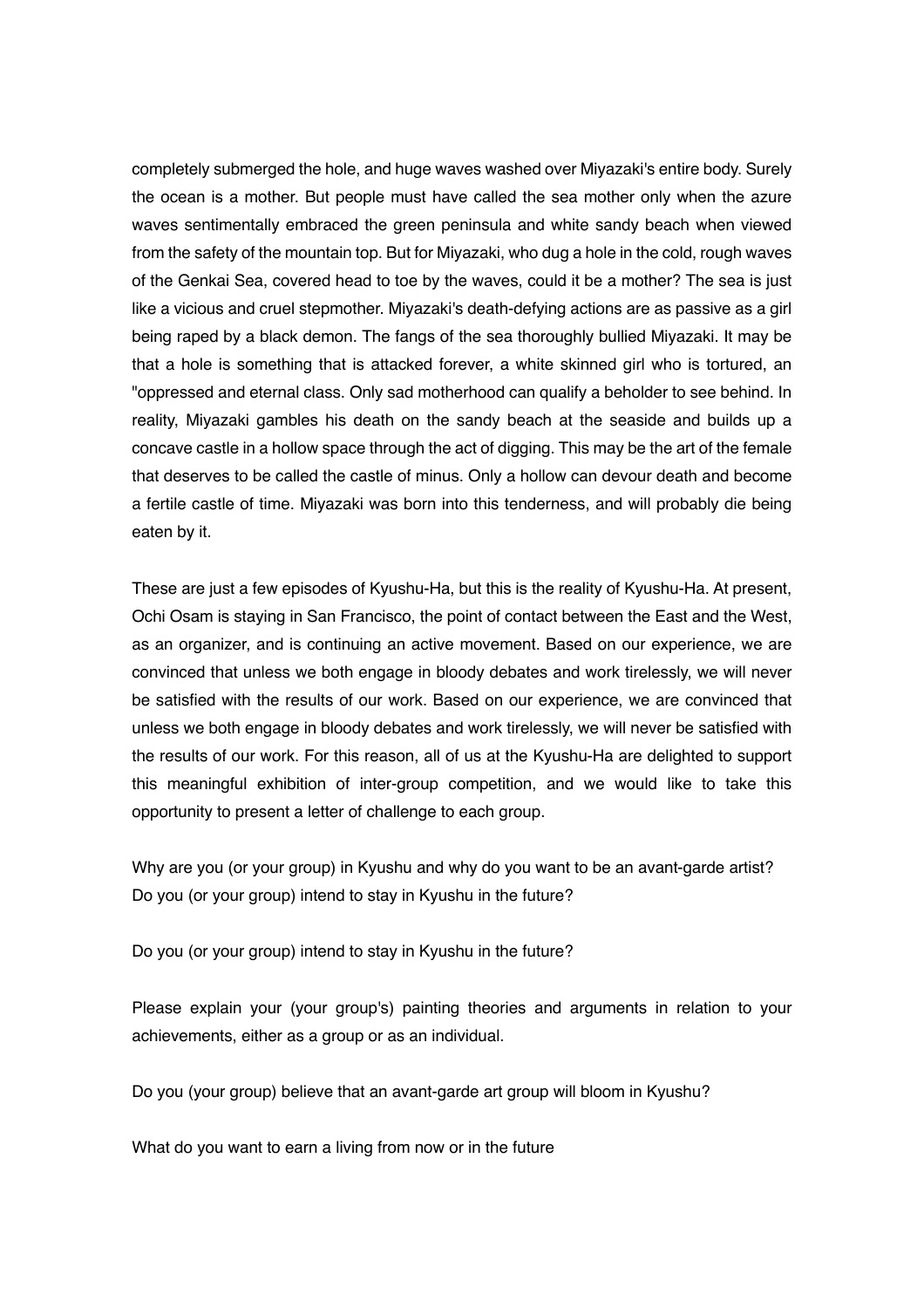completely submerged the hole, and huge waves washed over Miyazaki's entire body. Surely the ocean is a mother. But people must have called the sea mother only when the azure waves sentimentally embraced the green peninsula and white sandy beach when viewed from the safety of the mountain top. But for Miyazaki, who dug a hole in the cold, rough waves of the Genkai Sea, covered head to toe by the waves, could it be a mother? The sea is just like a vicious and cruel stepmother. Miyazaki's death-defying actions are as passive as a girl being raped by a black demon. The fangs of the sea thoroughly bullied Miyazaki. It may be that a hole is something that is attacked forever, a white skinned girl who is tortured, an "oppressed and eternal class. Only sad motherhood can qualify a beholder to see behind. In reality, Miyazaki gambles his death on the sandy beach at the seaside and builds up a concave castle in a hollow space through the act of digging. This may be the art of the female that deserves to be called the castle of minus. Only a hollow can devour death and become a fertile castle of time. Miyazaki was born into this tenderness, and will probably die being eaten by it.

These are just a few episodes of Kyushu-Ha, but this is the reality of Kyushu-Ha. At present, Ochi Osam is staying in San Francisco, the point of contact between the East and the West, as an organizer, and is continuing an active movement. Based on our experience, we are convinced that unless we both engage in bloody debates and work tirelessly, we will never be satisfied with the results of our work. Based on our experience, we are convinced that unless we both engage in bloody debates and work tirelessly, we will never be satisfied with the results of our work. For this reason, all of us at the Kyushu-Ha are delighted to support this meaningful exhibition of inter-group competition, and we would like to take this opportunity to present a letter of challenge to each group.

Why are you (or your group) in Kyushu and why do you want to be an avant-garde artist? Do you (or your group) intend to stay in Kyushu in the future?

Do you (or your group) intend to stay in Kyushu in the future?

Please explain your (your group's) painting theories and arguments in relation to your achievements, either as a group or as an individual.

Do you (your group) believe that an avant-garde art group will bloom in Kyushu?

What do you want to earn a living from now or in the future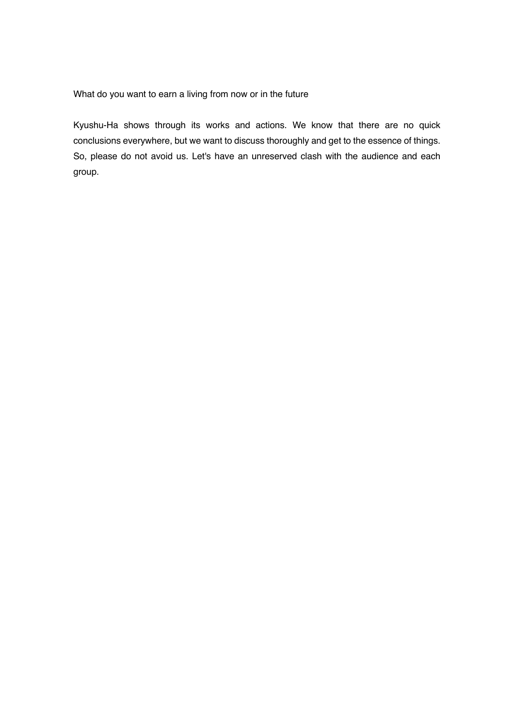What do you want to earn a living from now or in the future

Kyushu-Ha shows through its works and actions. We know that there are no quick conclusions everywhere, but we want to discuss thoroughly and get to the essence of things. So, please do not avoid us. Let's have an unreserved clash with the audience and each group.